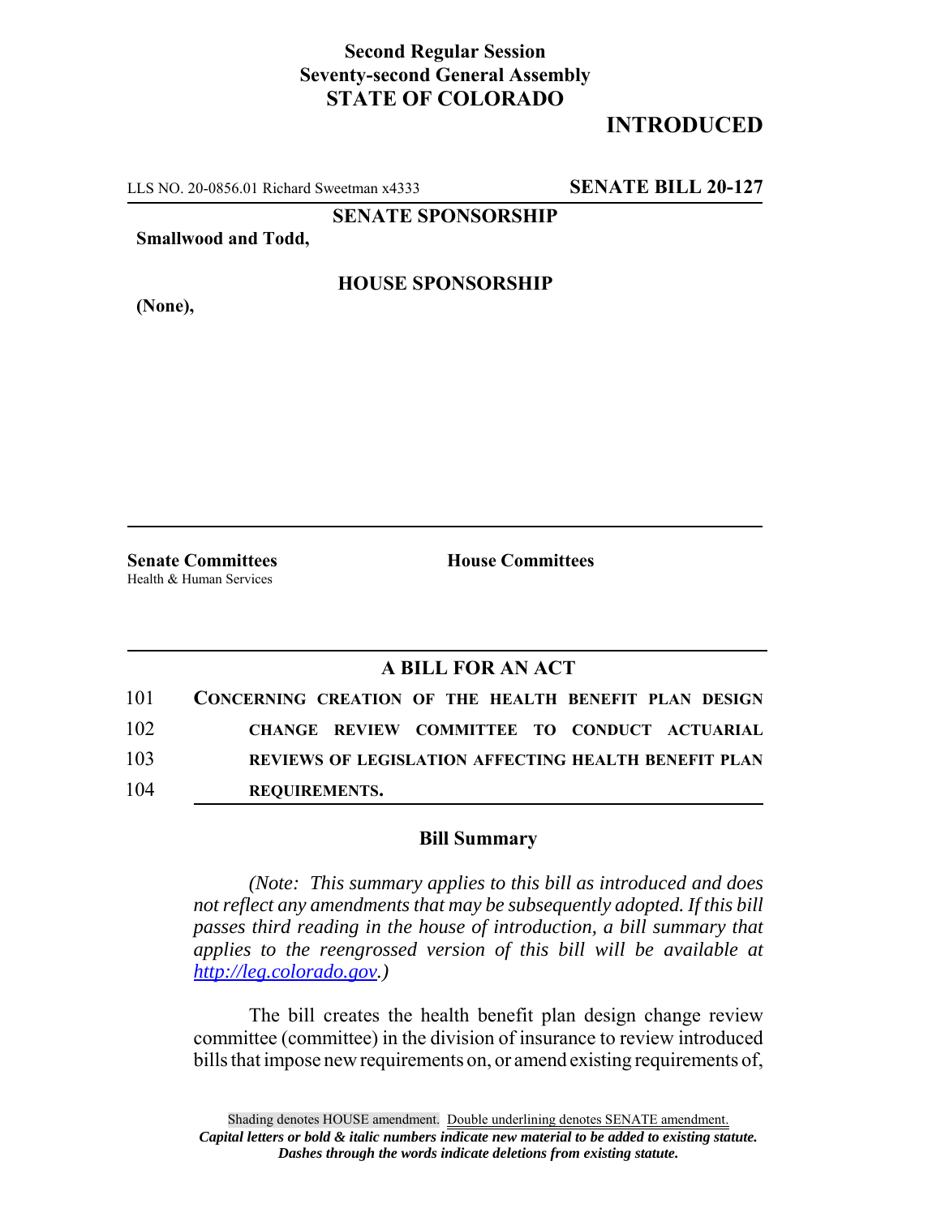**Second Regular Session**
**Seventy-second General Assembly**
**STATE OF COLORADO**

# INTRODUCED

LLS NO. 20-0856.01 Richard Sweetman x4333 **SENATE BILL 20-127**

**SENATE SPONSORSHIP**

**Smallwood and Todd,**

**HOUSE SPONSORSHIP**

**(None),**

**Senate Committees**
Health & Human Services

**House Committees**

## A BILL FOR AN ACT

101 **CONCERNING CREATION OF THE HEALTH BENEFIT PLAN DESIGN**
102 **CHANGE REVIEW COMMITTEE TO CONDUCT ACTUARIAL**
103 **REVIEWS OF LEGISLATION AFFECTING HEALTH BENEFIT PLAN**
104 **REQUIREMENTS.**

### Bill Summary

*(Note: This summary applies to this bill as introduced and does not reflect any amendments that may be subsequently adopted. If this bill passes third reading in the house of introduction, a bill summary that applies to the reengrossed version of this bill will be available at http://leg.colorado.gov.)*

The bill creates the health benefit plan design change review committee (committee) in the division of insurance to review introduced bills that impose new requirements on, or amend existing requirements of,

Shading denotes HOUSE amendment. Double underlining denotes SENATE amendment.
*Capital letters or bold & italic numbers indicate new material to be added to existing statute.*
*Dashes through the words indicate deletions from existing statute.*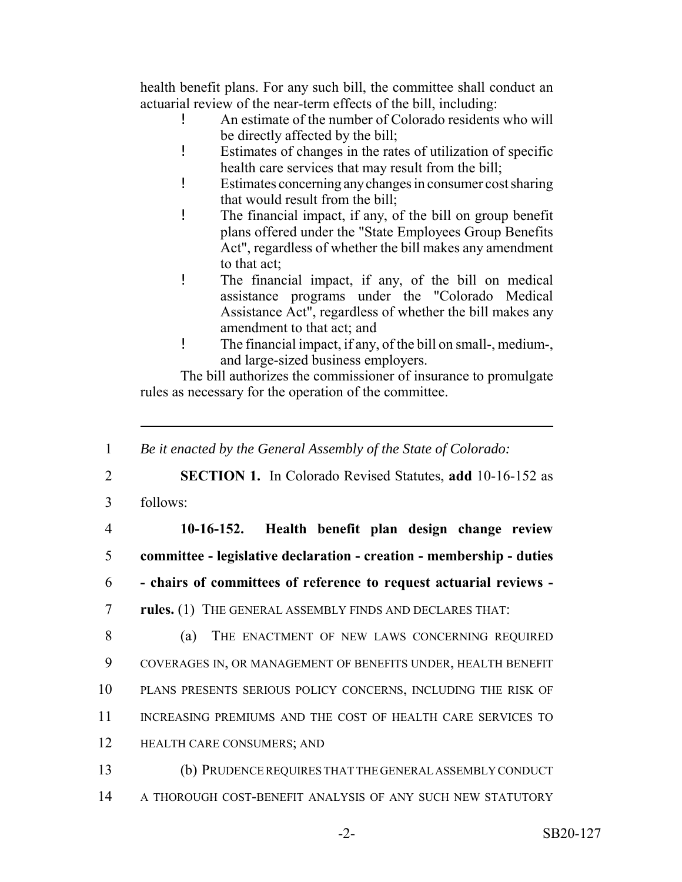health benefit plans. For any such bill, the committee shall conduct an actuarial review of the near-term effects of the bill, including:

- An estimate of the number of Colorado residents who will be directly affected by the bill;
- Estimates of changes in the rates of utilization of specific health care services that may result from the bill;
- Estimates concerning any changes in consumer cost sharing that would result from the bill;
- The financial impact, if any, of the bill on group benefit plans offered under the "State Employees Group Benefits Act", regardless of whether the bill makes any amendment to that act;
- The financial impact, if any, of the bill on medical assistance programs under the "Colorado Medical Assistance Act", regardless of whether the bill makes any amendment to that act; and
- The financial impact, if any, of the bill on small-, medium-, and large-sized business employers.

The bill authorizes the commissioner of insurance to promulgate rules as necessary for the operation of the committee.

---

1 *Be it enacted by the General Assembly of the State of Colorado:*

2 **SECTION 1.** In Colorado Revised Statutes, **add** 10-16-152 as
3 follows:

4 **10-16-152. Health benefit plan design change review**
5 **committee - legislative declaration - creation - membership - duties**
6 **- chairs of committees of reference to request actuarial reviews -**
7 **rules.** (1) THE GENERAL ASSEMBLY FINDS AND DECLARES THAT:

8 (a) THE ENACTMENT OF NEW LAWS CONCERNING REQUIRED
9 COVERAGES IN, OR MANAGEMENT OF BENEFITS UNDER, HEALTH BENEFIT
10 PLANS PRESENTS SERIOUS POLICY CONCERNS, INCLUDING THE RISK OF
11 INCREASING PREMIUMS AND THE COST OF HEALTH CARE SERVICES TO
12 HEALTH CARE CONSUMERS; AND

13 (b) PRUDENCE REQUIRES THAT THE GENERAL ASSEMBLY CONDUCT
14 A THOROUGH COST-BENEFIT ANALYSIS OF ANY SUCH NEW STATUTORY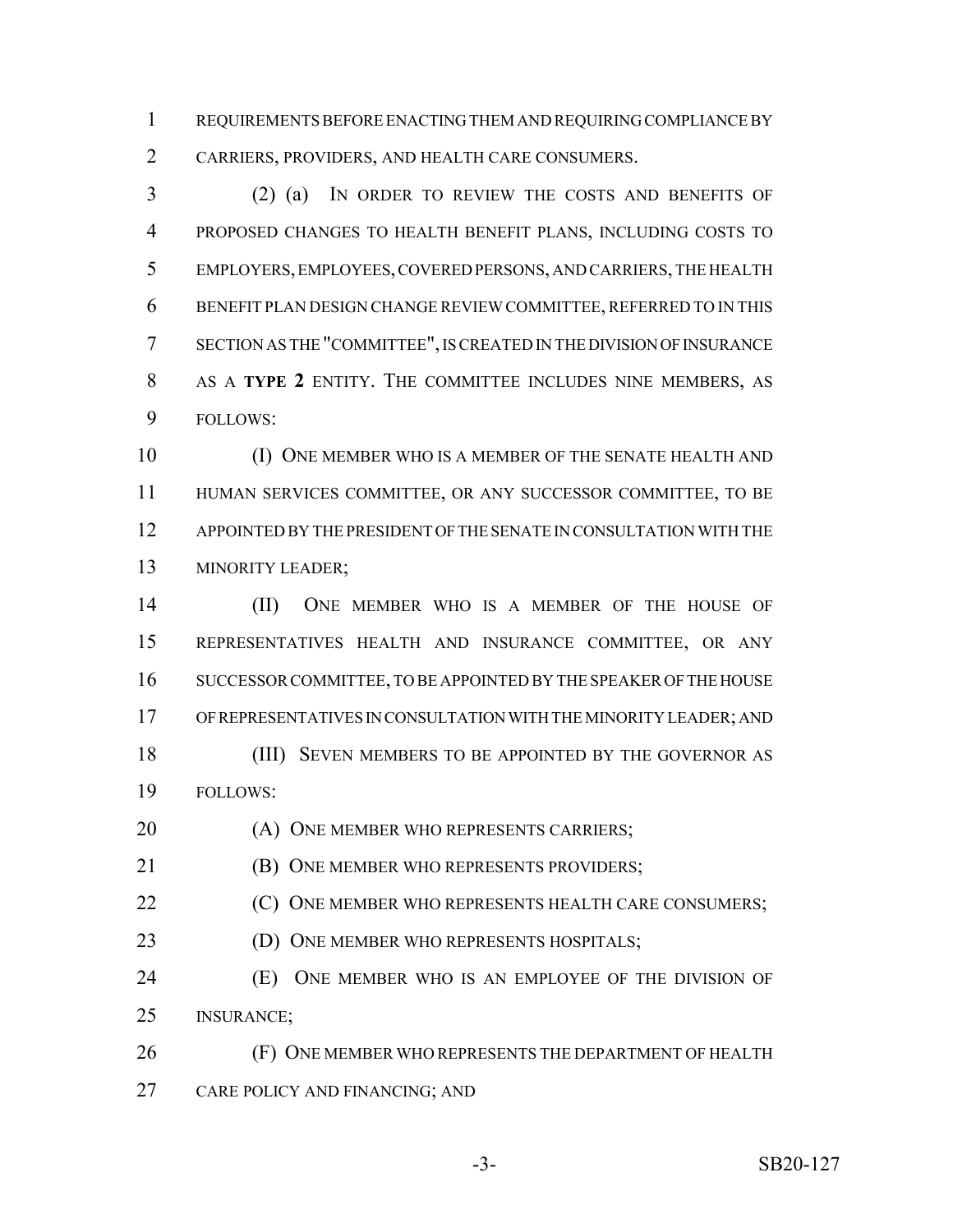REQUIREMENTS BEFORE ENACTING THEM AND REQUIRING COMPLIANCE BY CARRIERS, PROVIDERS, AND HEALTH CARE CONSUMERS.

(2) (a) IN ORDER TO REVIEW THE COSTS AND BENEFITS OF PROPOSED CHANGES TO HEALTH BENEFIT PLANS, INCLUDING COSTS TO EMPLOYERS, EMPLOYEES, COVERED PERSONS, AND CARRIERS, THE HEALTH BENEFIT PLAN DESIGN CHANGE REVIEW COMMITTEE, REFERRED TO IN THIS SECTION AS THE "COMMITTEE", IS CREATED IN THE DIVISION OF INSURANCE AS A **TYPE 2** ENTITY. THE COMMITTEE INCLUDES NINE MEMBERS, AS FOLLOWS:

(I) ONE MEMBER WHO IS A MEMBER OF THE SENATE HEALTH AND HUMAN SERVICES COMMITTEE, OR ANY SUCCESSOR COMMITTEE, TO BE APPOINTED BY THE PRESIDENT OF THE SENATE IN CONSULTATION WITH THE MINORITY LEADER;

(II) ONE MEMBER WHO IS A MEMBER OF THE HOUSE OF REPRESENTATIVES HEALTH AND INSURANCE COMMITTEE, OR ANY SUCCESSOR COMMITTEE, TO BE APPOINTED BY THE SPEAKER OF THE HOUSE OF REPRESENTATIVES IN CONSULTATION WITH THE MINORITY LEADER; AND

(III) SEVEN MEMBERS TO BE APPOINTED BY THE GOVERNOR AS FOLLOWS:

(A) ONE MEMBER WHO REPRESENTS CARRIERS;

(B) ONE MEMBER WHO REPRESENTS PROVIDERS;

(C) ONE MEMBER WHO REPRESENTS HEALTH CARE CONSUMERS;

(D) ONE MEMBER WHO REPRESENTS HOSPITALS;

(E) ONE MEMBER WHO IS AN EMPLOYEE OF THE DIVISION OF INSURANCE;

(F) ONE MEMBER WHO REPRESENTS THE DEPARTMENT OF HEALTH CARE POLICY AND FINANCING; AND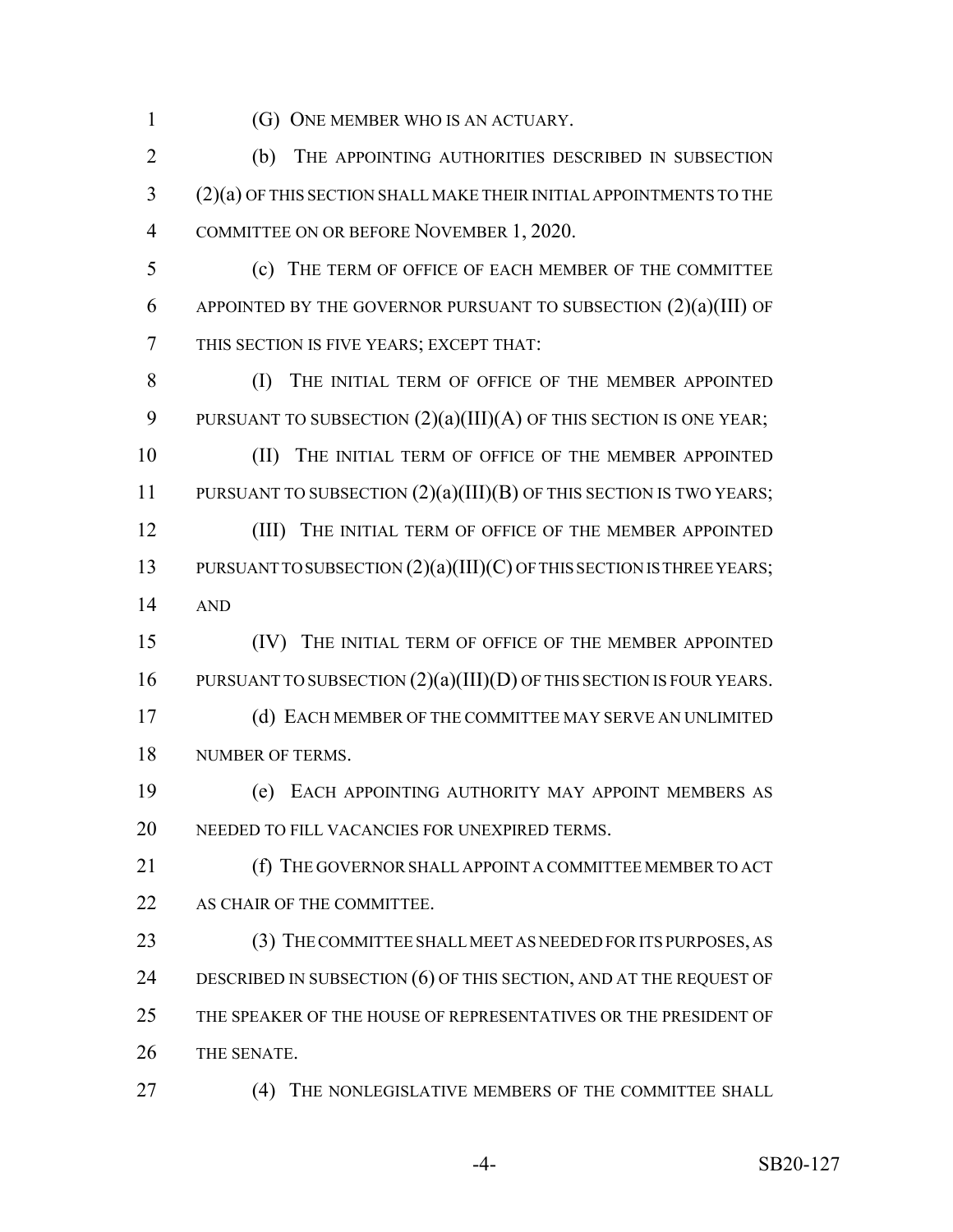(G) ONE MEMBER WHO IS AN ACTUARY.

(b) THE APPOINTING AUTHORITIES DESCRIBED IN SUBSECTION (2)(a) OF THIS SECTION SHALL MAKE THEIR INITIAL APPOINTMENTS TO THE COMMITTEE ON OR BEFORE NOVEMBER 1, 2020.

(c) THE TERM OF OFFICE OF EACH MEMBER OF THE COMMITTEE APPOINTED BY THE GOVERNOR PURSUANT TO SUBSECTION (2)(a)(III) OF THIS SECTION IS FIVE YEARS; EXCEPT THAT:

(I) THE INITIAL TERM OF OFFICE OF THE MEMBER APPOINTED PURSUANT TO SUBSECTION (2)(a)(III)(A) OF THIS SECTION IS ONE YEAR;

(II) THE INITIAL TERM OF OFFICE OF THE MEMBER APPOINTED PURSUANT TO SUBSECTION (2)(a)(III)(B) OF THIS SECTION IS TWO YEARS;

(III) THE INITIAL TERM OF OFFICE OF THE MEMBER APPOINTED PURSUANT TO SUBSECTION (2)(a)(III)(C) OF THIS SECTION IS THREE YEARS; AND

(IV) THE INITIAL TERM OF OFFICE OF THE MEMBER APPOINTED PURSUANT TO SUBSECTION (2)(a)(III)(D) OF THIS SECTION IS FOUR YEARS.

(d) EACH MEMBER OF THE COMMITTEE MAY SERVE AN UNLIMITED NUMBER OF TERMS.

(e) EACH APPOINTING AUTHORITY MAY APPOINT MEMBERS AS NEEDED TO FILL VACANCIES FOR UNEXPIRED TERMS.

(f) THE GOVERNOR SHALL APPOINT A COMMITTEE MEMBER TO ACT AS CHAIR OF THE COMMITTEE.

(3) THE COMMITTEE SHALL MEET AS NEEDED FOR ITS PURPOSES, AS DESCRIBED IN SUBSECTION (6) OF THIS SECTION, AND AT THE REQUEST OF THE SPEAKER OF THE HOUSE OF REPRESENTATIVES OR THE PRESIDENT OF THE SENATE.

(4) THE NONLEGISLATIVE MEMBERS OF THE COMMITTEE SHALL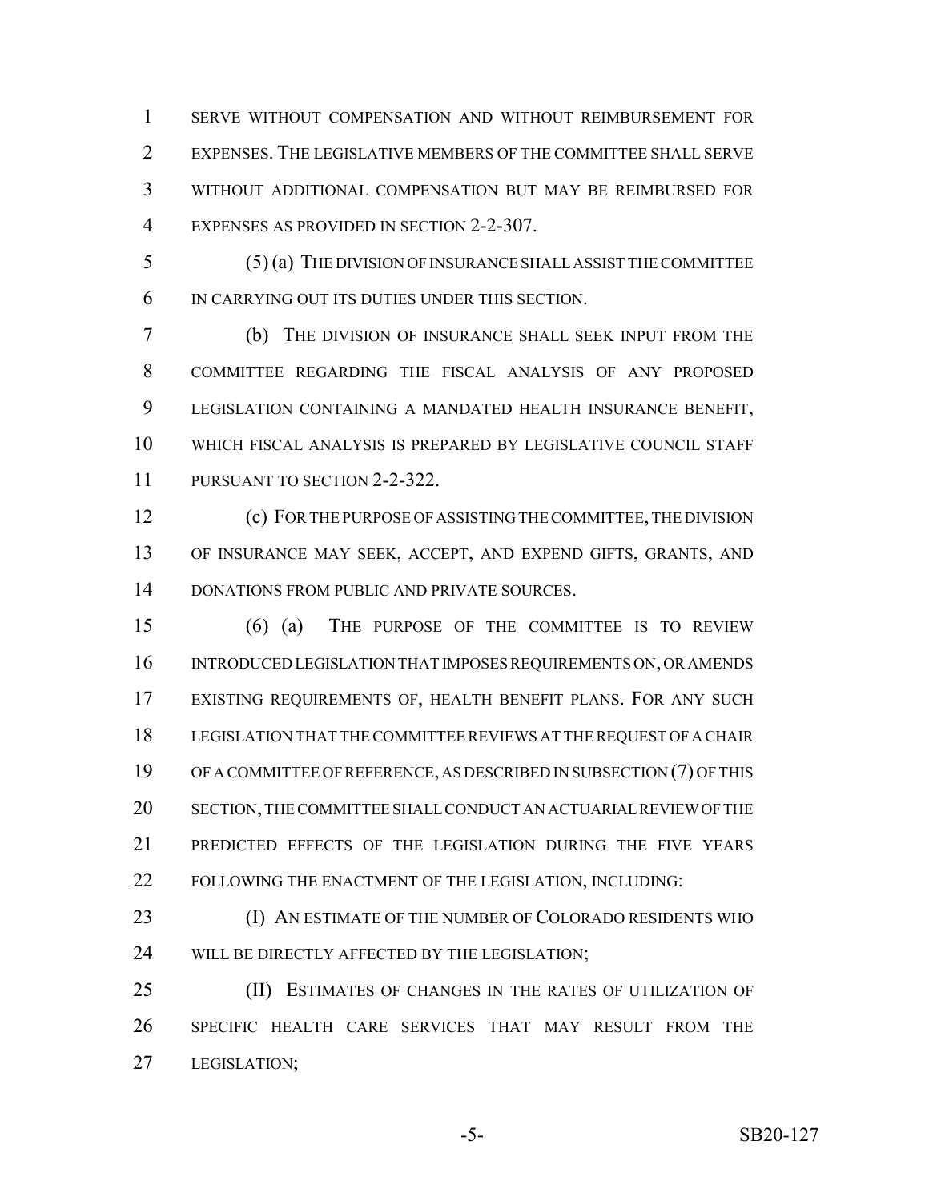SERVE WITHOUT COMPENSATION AND WITHOUT REIMBURSEMENT FOR EXPENSES. THE LEGISLATIVE MEMBERS OF THE COMMITTEE SHALL SERVE WITHOUT ADDITIONAL COMPENSATION BUT MAY BE REIMBURSED FOR EXPENSES AS PROVIDED IN SECTION 2-2-307.

(5) (a) THE DIVISION OF INSURANCE SHALL ASSIST THE COMMITTEE IN CARRYING OUT ITS DUTIES UNDER THIS SECTION.

(b) THE DIVISION OF INSURANCE SHALL SEEK INPUT FROM THE COMMITTEE REGARDING THE FISCAL ANALYSIS OF ANY PROPOSED LEGISLATION CONTAINING A MANDATED HEALTH INSURANCE BENEFIT, WHICH FISCAL ANALYSIS IS PREPARED BY LEGISLATIVE COUNCIL STAFF PURSUANT TO SECTION 2-2-322.

(c) FOR THE PURPOSE OF ASSISTING THE COMMITTEE, THE DIVISION OF INSURANCE MAY SEEK, ACCEPT, AND EXPEND GIFTS, GRANTS, AND DONATIONS FROM PUBLIC AND PRIVATE SOURCES.

(6) (a) THE PURPOSE OF THE COMMITTEE IS TO REVIEW INTRODUCED LEGISLATION THAT IMPOSES REQUIREMENTS ON, OR AMENDS EXISTING REQUIREMENTS OF, HEALTH BENEFIT PLANS. FOR ANY SUCH LEGISLATION THAT THE COMMITTEE REVIEWS AT THE REQUEST OF A CHAIR OF A COMMITTEE OF REFERENCE, AS DESCRIBED IN SUBSECTION (7) OF THIS SECTION, THE COMMITTEE SHALL CONDUCT AN ACTUARIAL REVIEW OF THE PREDICTED EFFECTS OF THE LEGISLATION DURING THE FIVE YEARS FOLLOWING THE ENACTMENT OF THE LEGISLATION, INCLUDING:

(I) AN ESTIMATE OF THE NUMBER OF COLORADO RESIDENTS WHO WILL BE DIRECTLY AFFECTED BY THE LEGISLATION;

(II) ESTIMATES OF CHANGES IN THE RATES OF UTILIZATION OF SPECIFIC HEALTH CARE SERVICES THAT MAY RESULT FROM THE LEGISLATION;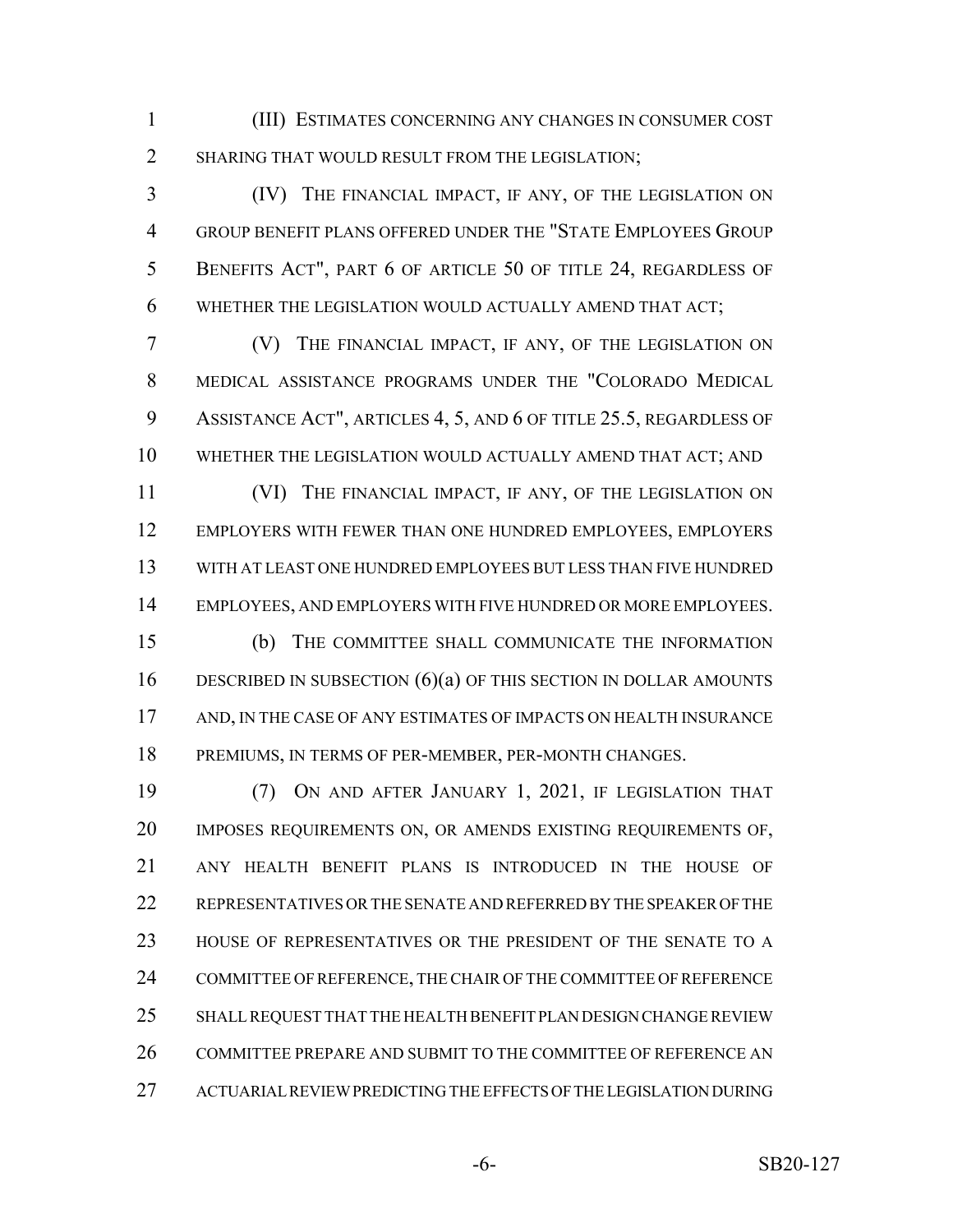(III) ESTIMATES CONCERNING ANY CHANGES IN CONSUMER COST SHARING THAT WOULD RESULT FROM THE LEGISLATION;

(IV) THE FINANCIAL IMPACT, IF ANY, OF THE LEGISLATION ON GROUP BENEFIT PLANS OFFERED UNDER THE "STATE EMPLOYEES GROUP BENEFITS ACT", PART 6 OF ARTICLE 50 OF TITLE 24, REGARDLESS OF WHETHER THE LEGISLATION WOULD ACTUALLY AMEND THAT ACT;

(V) THE FINANCIAL IMPACT, IF ANY, OF THE LEGISLATION ON MEDICAL ASSISTANCE PROGRAMS UNDER THE "COLORADO MEDICAL ASSISTANCE ACT", ARTICLES 4, 5, AND 6 OF TITLE 25.5, REGARDLESS OF WHETHER THE LEGISLATION WOULD ACTUALLY AMEND THAT ACT; AND

(VI) THE FINANCIAL IMPACT, IF ANY, OF THE LEGISLATION ON EMPLOYERS WITH FEWER THAN ONE HUNDRED EMPLOYEES, EMPLOYERS WITH AT LEAST ONE HUNDRED EMPLOYEES BUT LESS THAN FIVE HUNDRED EMPLOYEES, AND EMPLOYERS WITH FIVE HUNDRED OR MORE EMPLOYEES.

(b) THE COMMITTEE SHALL COMMUNICATE THE INFORMATION DESCRIBED IN SUBSECTION (6)(a) OF THIS SECTION IN DOLLAR AMOUNTS AND, IN THE CASE OF ANY ESTIMATES OF IMPACTS ON HEALTH INSURANCE PREMIUMS, IN TERMS OF PER-MEMBER, PER-MONTH CHANGES.

(7) ON AND AFTER JANUARY 1, 2021, IF LEGISLATION THAT IMPOSES REQUIREMENTS ON, OR AMENDS EXISTING REQUIREMENTS OF, ANY HEALTH BENEFIT PLANS IS INTRODUCED IN THE HOUSE OF REPRESENTATIVES OR THE SENATE AND REFERRED BY THE SPEAKER OF THE HOUSE OF REPRESENTATIVES OR THE PRESIDENT OF THE SENATE TO A COMMITTEE OF REFERENCE, THE CHAIR OF THE COMMITTEE OF REFERENCE SHALL REQUEST THAT THE HEALTH BENEFIT PLAN DESIGN CHANGE REVIEW COMMITTEE PREPARE AND SUBMIT TO THE COMMITTEE OF REFERENCE AN ACTUARIAL REVIEW PREDICTING THE EFFECTS OF THE LEGISLATION DURING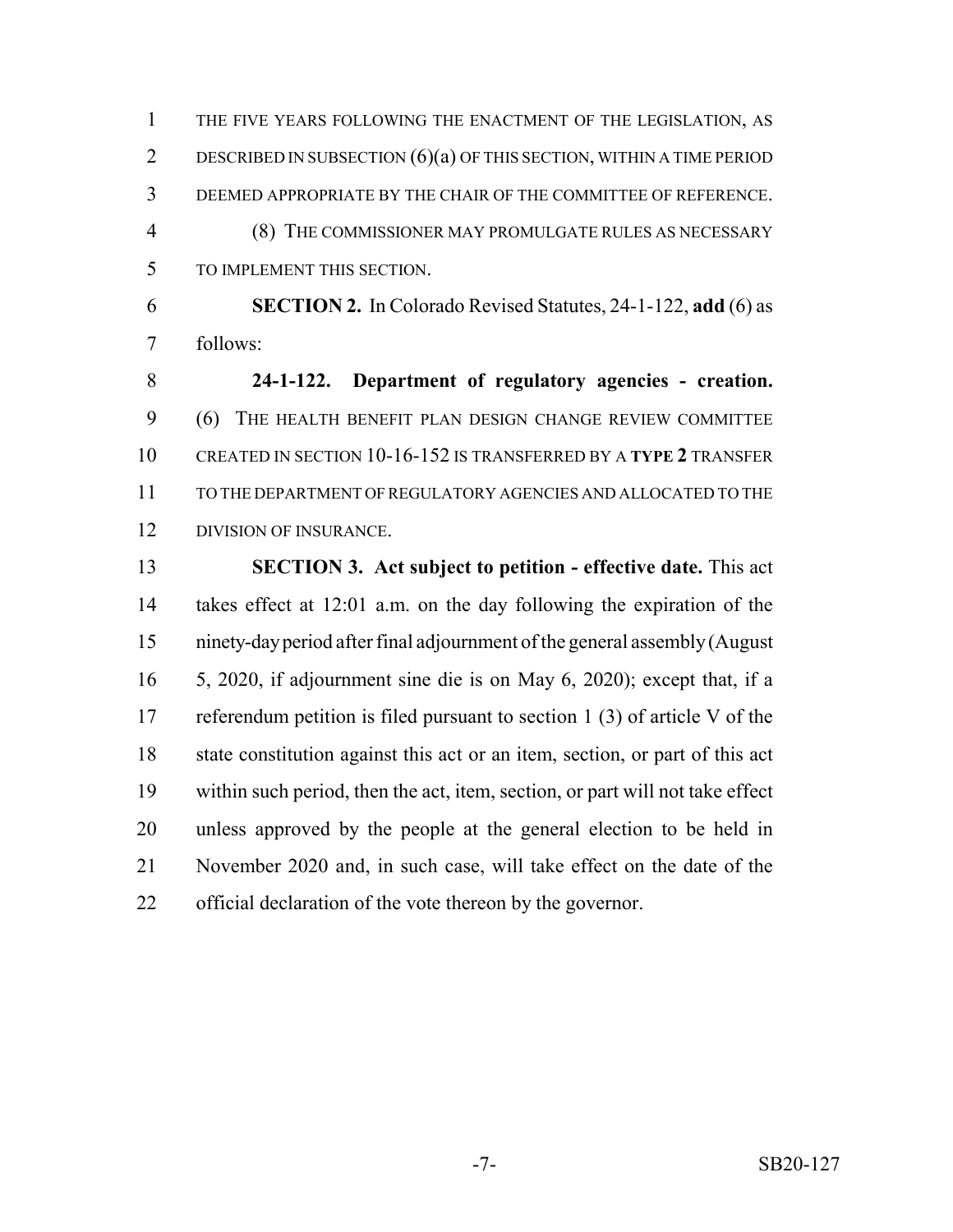THE FIVE YEARS FOLLOWING THE ENACTMENT OF THE LEGISLATION, AS DESCRIBED IN SUBSECTION (6)(a) OF THIS SECTION, WITHIN A TIME PERIOD DEEMED APPROPRIATE BY THE CHAIR OF THE COMMITTEE OF REFERENCE.

(8) THE COMMISSIONER MAY PROMULGATE RULES AS NECESSARY TO IMPLEMENT THIS SECTION.

**SECTION 2.** In Colorado Revised Statutes, 24-1-122, **add** (6) as follows:

**24-1-122. Department of regulatory agencies - creation.** (6) THE HEALTH BENEFIT PLAN DESIGN CHANGE REVIEW COMMITTEE CREATED IN SECTION 10-16-152 IS TRANSFERRED BY A **TYPE 2** TRANSFER TO THE DEPARTMENT OF REGULATORY AGENCIES AND ALLOCATED TO THE DIVISION OF INSURANCE.

**SECTION 3. Act subject to petition - effective date.** This act takes effect at 12:01 a.m. on the day following the expiration of the ninety-day period after final adjournment of the general assembly (August 5, 2020, if adjournment sine die is on May 6, 2020); except that, if a referendum petition is filed pursuant to section 1 (3) of article V of the state constitution against this act or an item, section, or part of this act within such period, then the act, item, section, or part will not take effect unless approved by the people at the general election to be held in November 2020 and, in such case, will take effect on the date of the official declaration of the vote thereon by the governor.